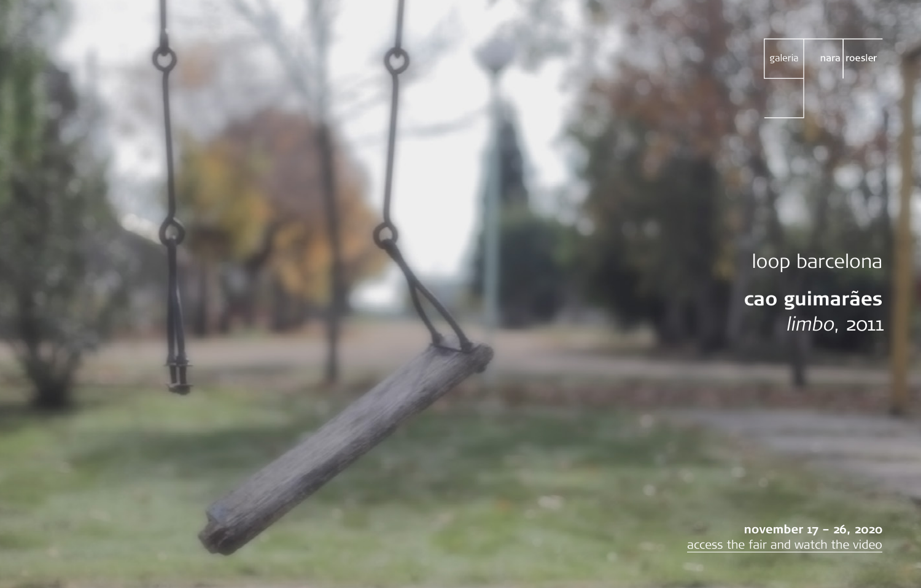galeria nara roesler

loop barcelona

**cao guimarães**
*limbo*, 2011

**november 17 – 26, 2020**
access the fair and watch the video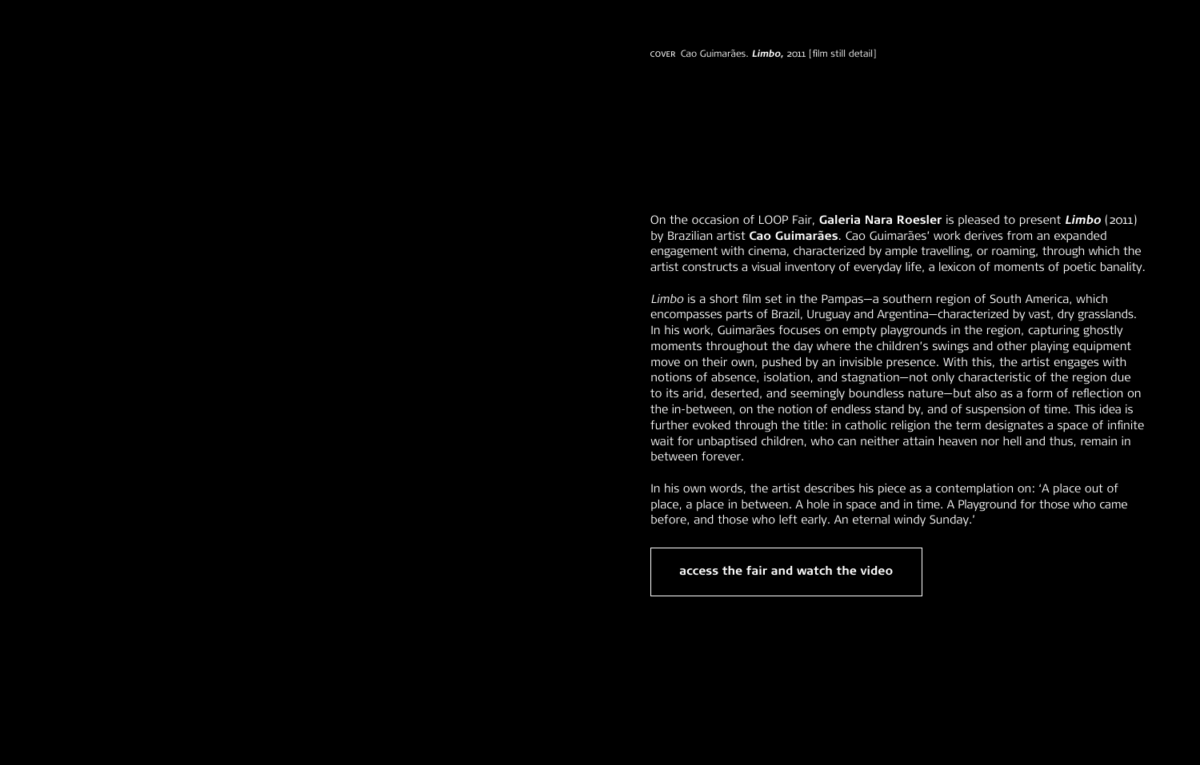COVER Cao Guimarães. ***Limbo***, 2011 [film still detail]

On the occasion of LOOP Fair, **Galeria Nara Roesler** is pleased to present ***Limbo*** (2011) by Brazilian artist **Cao Guimarães**. Cao Guimarães' work derives from an expanded engagement with cinema, characterized by ample travelling, or roaming, through which the artist constructs a visual inventory of everyday life, a lexicon of moments of poetic banality.

*Limbo* is a short film set in the Pampas—a southern region of South America, which encompasses parts of Brazil, Uruguay and Argentina—characterized by vast, dry grasslands. In his work, Guimarães focuses on empty playgrounds in the region, capturing ghostly moments throughout the day where the children's swings and other playing equipment move on their own, pushed by an invisible presence. With this, the artist engages with notions of absence, isolation, and stagnation—not only characteristic of the region due to its arid, deserted, and seemingly boundless nature—but also as a form of reflection on the in-between, on the notion of endless stand by, and of suspension of time. This idea is further evoked through the title: in catholic religion the term designates a space of infinite wait for unbaptised children, who can neither attain heaven nor hell and thus, remain in between forever.

In his own words, the artist describes his piece as a contemplation on: 'A place out of place, a place in between. A hole in space and in time. A Playground for those who came before, and those who left early. An eternal windy Sunday.'

**access the fair and watch the video**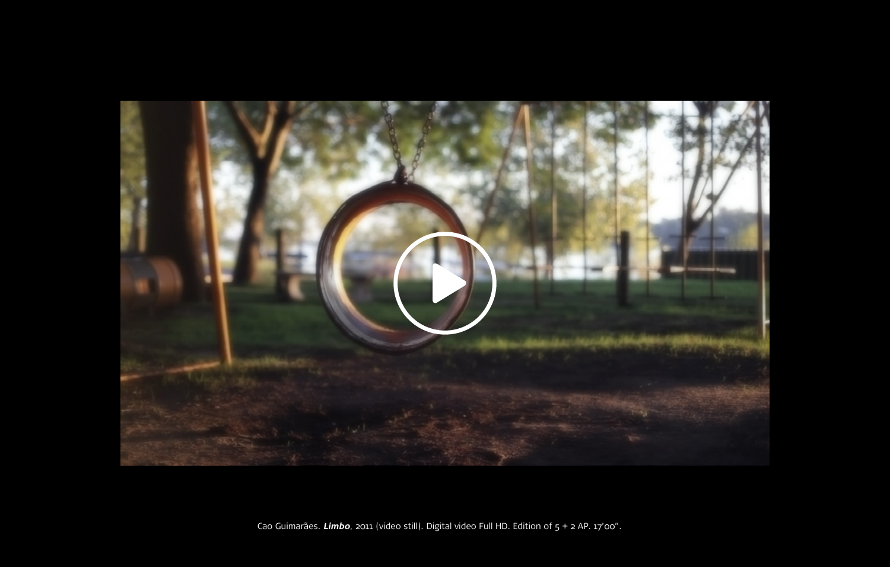Cao Guimarães. ***Limbo***, 2011 (video still). Digital video Full HD. Edition of 5 + 2 AP. 17'00".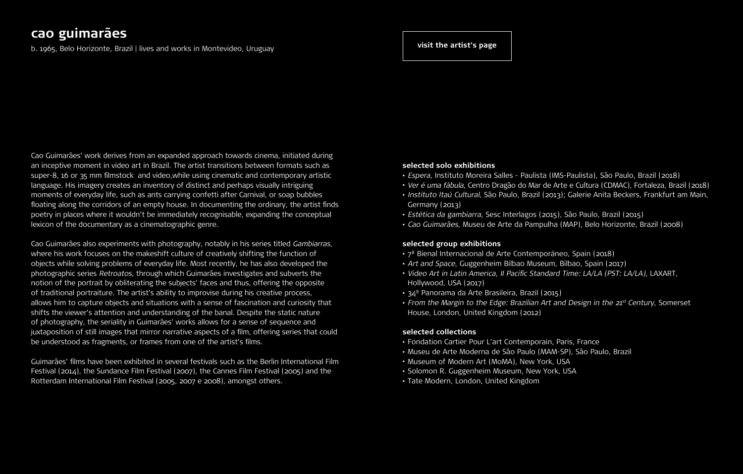# cao guimarães

b. 1965, Belo Horizonte, Brazil | lives and works in Montevideo, Uruguay

visit the artist's page

Cao Guimarães' work derives from an expanded approach towards cinema, initiated during an inceptive moment in video art in Brazil. The artist transitions between formats such as super-8, 16 or 35 mm filmstock and video,while using cinematic and contemporary artistic language. His imagery creates an inventory of distinct and perhaps visually intriguing moments of everyday life, such as ants carrying confetti after Carnival, or soap bubbles floating along the corridors of an empty house. In documenting the ordinary, the artist finds poetry in places where it wouldn't be immediately recognisable, expanding the conceptual lexicon of the documentary as a cinematographic genre.

Cao Guimarães also experiments with photography, notably in his series titled *Gambiarras*, where his work focuses on the makeshift culture of creatively shifting the function of objects while solving problems of everyday life. Most recently, he has also developed the photographic series *Retroatos*, through which Guimarães investigates and subverts the notion of the portrait by obliterating the subjects' faces and thus, offering the opposite of traditional portraiture. The artist's ability to improvise during his creative process, allows him to capture objects and situations with a sense of fascination and curiosity that shifts the viewer's attention and understanding of the banal. Despite the static nature of photography, the seriality in Guimarães' works allows for a sense of sequence and juxtaposition of still images that mirror narrative aspects of a film, offering series that could be understood as fragments, or frames from one of the artist's films.

Guimarães' films have been exhibited in several festivals such as the Berlin International Film Festival (2014), the Sundance Film Festival (2007), the Cannes Film Festival (2005) and the Rotterdam International Film Festival (2005, 2007 e 2008), amongst others.

**selected solo exhibitions**

- *Espera*, Instituto Moreira Salles - Paulista (IMS-Paulista), São Paulo, Brazil (2018)
- *Ver é uma fábula*, Centro Dragão do Mar de Arte e Cultura (CDMAC), Fortaleza, Brazil (2018)
- *Instituto Itaú Cultural*, São Paulo, Brazil (2013); Galerie Anita Beckers, Frankfurt am Main, Germany (2013)
- *Estética da gambiarra*, Sesc Interlagos (2015), São Paulo, Brazil (2015)
- *Cao Guimarães*, Museu de Arte da Pampulha (MAP), Belo Horizonte, Brazil (2008)

**selected group exhibitions**

- 7ª Bienal Internacional de Arte Contemporáneo, Spain (2018)
- *Art and Space*, Guggenheim Bilbao Museum, Bilbao, Spain (2017)
- *Video Art in Latin America, II Pacific Standard Time: LA/LA (PST: LA/LA)*, LAXART, Hollywood, USA (2017)
- 34º Panorama da Arte Brasileira, Brazil (2015)
- *From the Margin to the Edge: Brazilian Art and Design in the 21st Century*, Somerset House, London, United Kingdom (2012)

**selected collections**

- Fondation Cartier Pour L'art Contemporain, Paris, France
- Museu de Arte Moderna de São Paulo (MAM-SP), São Paulo, Brazil
- Museum of Modern Art (MoMA), New York, USA
- Solomon R. Guggenheim Museum, New York, USA
- Tate Modern, London, United Kingdom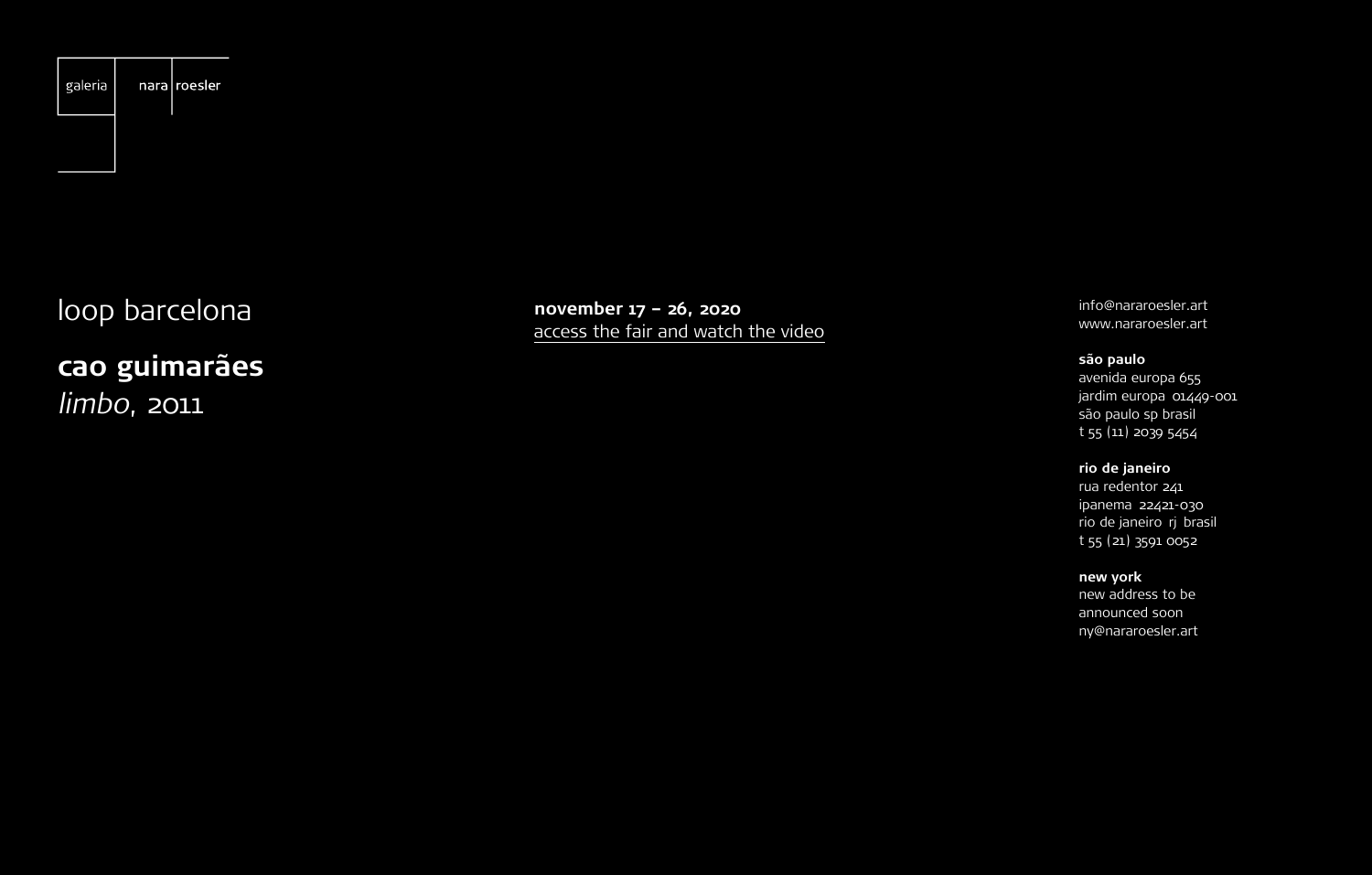galeria nara roesler

loop barcelona

**cao guimarães**

*limbo*, 2011

**november 17 – 26, 2020**

access the fair and watch the video

info@nararoesler.art
www.nararoesler.art

**são paulo**
avenida europa 655
jardim europa 01449-001
são paulo sp brasil
t 55 (11) 2039 5454

**rio de janeiro**
rua redentor 241
ipanema 22421-030
rio de janeiro rj brasil
t 55 (21) 3591 0052

**new york**
new address to be
announced soon
ny@nararoesler.art